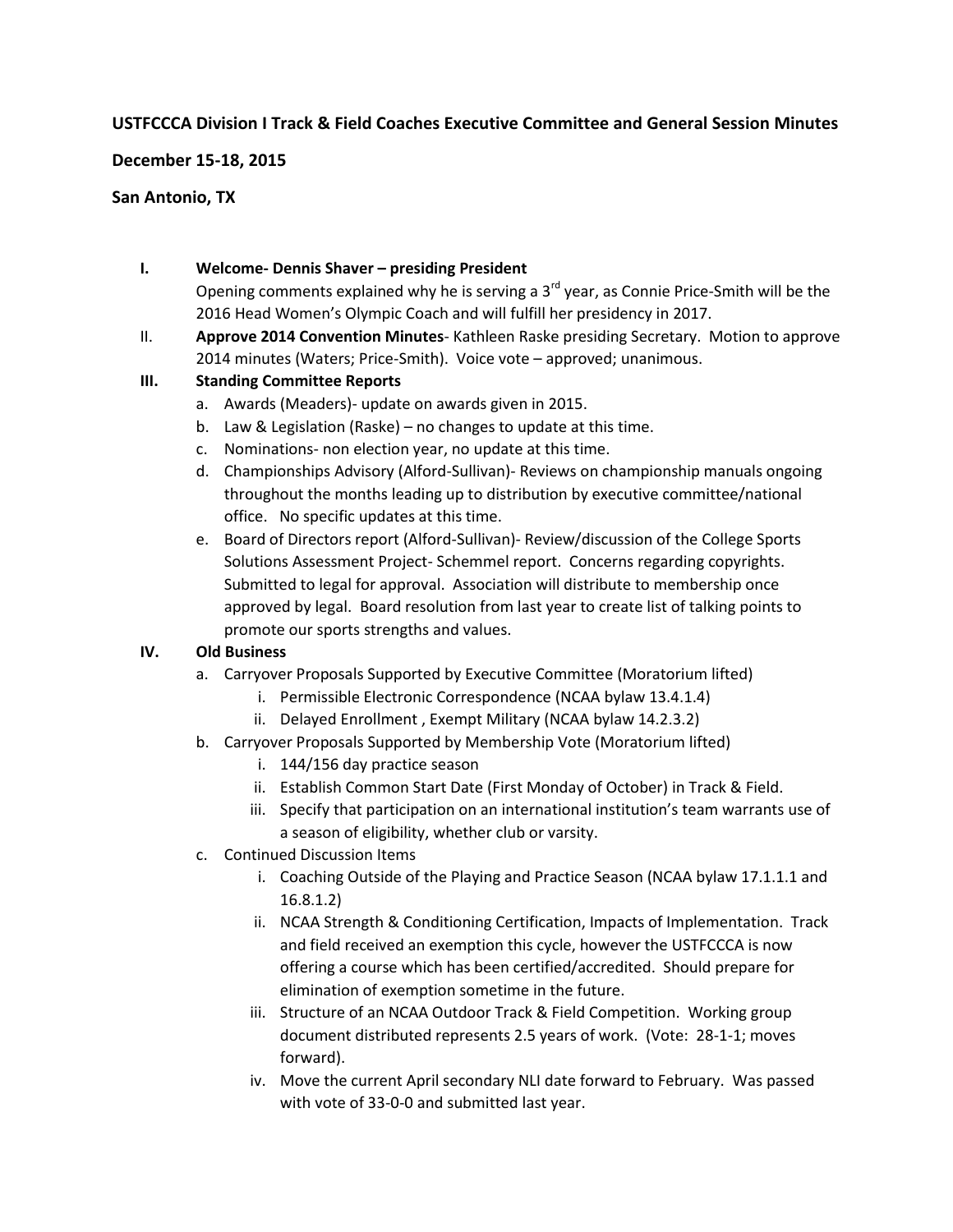**USTFCCCA Division I Track & Field Coaches Executive Committee and General Session Minutes**

**December 15-18, 2015**

**San Antonio, TX**

**I. Welcome- Dennis Shaver – presiding President**

Opening comments explained why he is serving a 3rd year, as Connie Price-Smith will be the 2016 Head Women's Olympic Coach and will fulfill her presidency in 2017.

II. **Approve 2014 Convention Minutes**- Kathleen Raske presiding Secretary. Motion to approve 2014 minutes (Waters; Price-Smith). Voice vote – approved; unanimous.

**III. Standing Committee Reports**

a. Awards (Meaders)- update on awards given in 2015.
b. Law & Legislation (Raske) – no changes to update at this time.
c. Nominations- non election year, no update at this time.
d. Championships Advisory (Alford-Sullivan)- Reviews on championship manuals ongoing throughout the months leading up to distribution by executive committee/national office. No specific updates at this time.
e. Board of Directors report (Alford-Sullivan)- Review/discussion of the College Sports Solutions Assessment Project- Schemmel report. Concerns regarding copyrights. Submitted to legal for approval. Association will distribute to membership once approved by legal. Board resolution from last year to create list of talking points to promote our sports strengths and values.

**IV. Old Business**

a. Carryover Proposals Supported by Executive Committee (Moratorium lifted)
   i. Permissible Electronic Correspondence (NCAA bylaw 13.4.1.4)
   ii. Delayed Enrollment , Exempt Military (NCAA bylaw 14.2.3.2)
b. Carryover Proposals Supported by Membership Vote (Moratorium lifted)
   i. 144/156 day practice season
   ii. Establish Common Start Date (First Monday of October) in Track & Field.
   iii. Specify that participation on an international institution's team warrants use of a season of eligibility, whether club or varsity.
c. Continued Discussion Items
   i. Coaching Outside of the Playing and Practice Season (NCAA bylaw 17.1.1.1 and 16.8.1.2)
   ii. NCAA Strength & Conditioning Certification, Impacts of Implementation. Track and field received an exemption this cycle, however the USTFCCCA is now offering a course which has been certified/accredited. Should prepare for elimination of exemption sometime in the future.
   iii. Structure of an NCAA Outdoor Track & Field Competition. Working group document distributed represents 2.5 years of work. (Vote: 28-1-1; moves forward).
   iv. Move the current April secondary NLI date forward to February. Was passed with vote of 33-0-0 and submitted last year.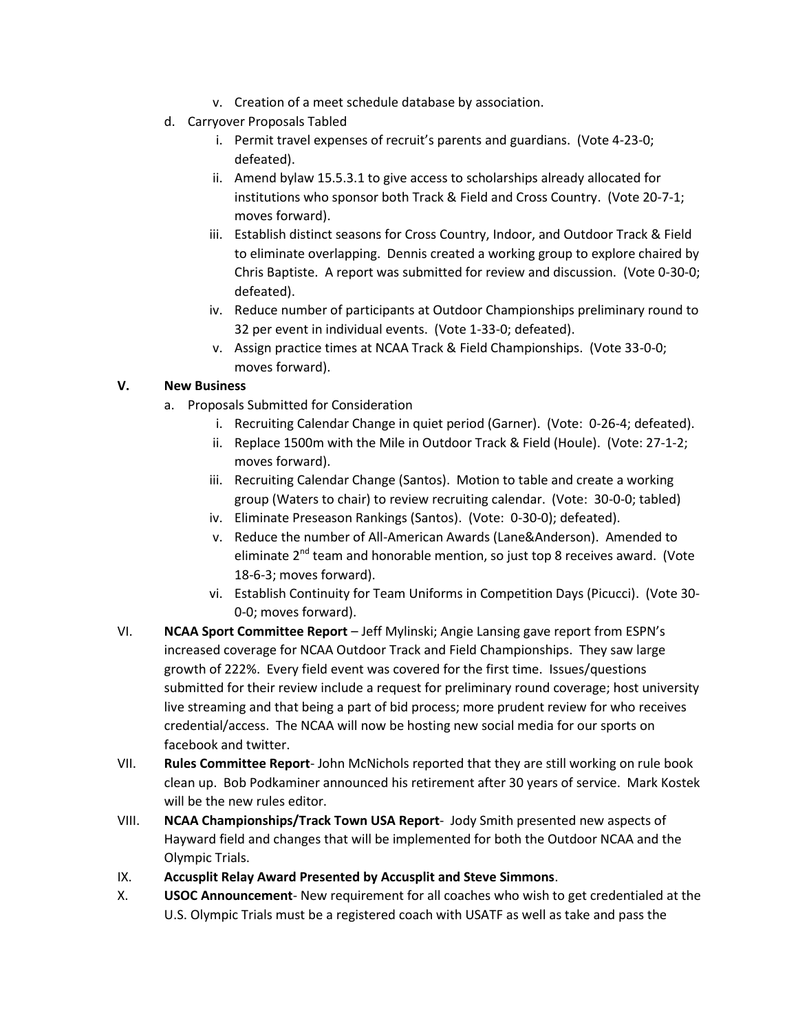v. Creation of a meet schedule database by association.

d. Carryover Proposals Tabled

   i. Permit travel expenses of recruit's parents and guardians. (Vote 4-23-0; defeated).
   ii. Amend bylaw 15.5.3.1 to give access to scholarships already allocated for institutions who sponsor both Track & Field and Cross Country. (Vote 20-7-1; moves forward).
   iii. Establish distinct seasons for Cross Country, Indoor, and Outdoor Track & Field to eliminate overlapping. Dennis created a working group to explore chaired by Chris Baptiste. A report was submitted for review and discussion. (Vote 0-30-0; defeated).
   iv. Reduce number of participants at Outdoor Championships preliminary round to 32 per event in individual events. (Vote 1-33-0; defeated).
   v. Assign practice times at NCAA Track & Field Championships. (Vote 33-0-0; moves forward).

**V. New Business**

a. Proposals Submitted for Consideration

   i. Recruiting Calendar Change in quiet period (Garner). (Vote: 0-26-4; defeated).
   ii. Replace 1500m with the Mile in Outdoor Track & Field (Houle). (Vote: 27-1-2; moves forward).
   iii. Recruiting Calendar Change (Santos). Motion to table and create a working group (Waters to chair) to review recruiting calendar. (Vote: 30-0-0; tabled)
   iv. Eliminate Preseason Rankings (Santos). (Vote: 0-30-0); defeated).
   v. Reduce the number of All-American Awards (Lane&Anderson). Amended to eliminate 2nd team and honorable mention, so just top 8 receives award. (Vote 18-6-3; moves forward).
   vi. Establish Continuity for Team Uniforms in Competition Days (Picucci). (Vote 30-0-0; moves forward).

VI. **NCAA Sport Committee Report** – Jeff Mylinski; Angie Lansing gave report from ESPN's increased coverage for NCAA Outdoor Track and Field Championships. They saw large growth of 222%. Every field event was covered for the first time. Issues/questions submitted for their review include a request for preliminary round coverage; host university live streaming and that being a part of bid process; more prudent review for who receives credential/access. The NCAA will now be hosting new social media for our sports on facebook and twitter.

VII. **Rules Committee Report**- John McNichols reported that they are still working on rule book clean up. Bob Podkaminer announced his retirement after 30 years of service. Mark Kostek will be the new rules editor.

VIII. **NCAA Championships/Track Town USA Report**- Jody Smith presented new aspects of Hayward field and changes that will be implemented for both the Outdoor NCAA and the Olympic Trials.

IX. **Accusplit Relay Award Presented by Accusplit and Steve Simmons**.

X. **USOC Announcement**- New requirement for all coaches who wish to get credentialed at the U.S. Olympic Trials must be a registered coach with USATF as well as take and pass the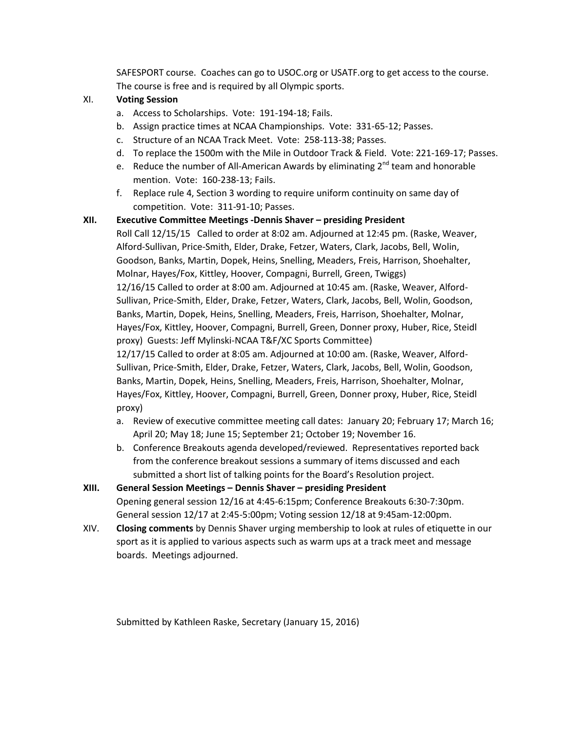SAFESPORT course. Coaches can go to USOC.org or USATF.org to get access to the course. The course is free and is required by all Olympic sports.

XI. **Voting Session**

a. Access to Scholarships. Vote: 191-194-18; Fails.
b. Assign practice times at NCAA Championships. Vote: 331-65-12; Passes.
c. Structure of an NCAA Track Meet. Vote: 258-113-38; Passes.
d. To replace the 1500m with the Mile in Outdoor Track & Field. Vote: 221-169-17; Passes.
e. Reduce the number of All-American Awards by eliminating 2nd team and honorable mention. Vote: 160-238-13; Fails.
f. Replace rule 4, Section 3 wording to require uniform continuity on same day of competition. Vote: 311-91-10; Passes.

**XII. Executive Committee Meetings -Dennis Shaver – presiding President**

Roll Call 12/15/15 Called to order at 8:02 am. Adjourned at 12:45 pm. (Raske, Weaver, Alford-Sullivan, Price-Smith, Elder, Drake, Fetzer, Waters, Clark, Jacobs, Bell, Wolin, Goodson, Banks, Martin, Dopek, Heins, Snelling, Meaders, Freis, Harrison, Shoehalter, Molnar, Hayes/Fox, Kittley, Hoover, Compagni, Burrell, Green, Twiggs)

12/16/15 Called to order at 8:00 am. Adjourned at 10:45 am. (Raske, Weaver, Alford-Sullivan, Price-Smith, Elder, Drake, Fetzer, Waters, Clark, Jacobs, Bell, Wolin, Goodson, Banks, Martin, Dopek, Heins, Snelling, Meaders, Freis, Harrison, Shoehalter, Molnar, Hayes/Fox, Kittley, Hoover, Compagni, Burrell, Green, Donner proxy, Huber, Rice, Steidl proxy) Guests: Jeff Mylinski-NCAA T&F/XC Sports Committee)

12/17/15 Called to order at 8:05 am. Adjourned at 10:00 am. (Raske, Weaver, Alford-Sullivan, Price-Smith, Elder, Drake, Fetzer, Waters, Clark, Jacobs, Bell, Wolin, Goodson, Banks, Martin, Dopek, Heins, Snelling, Meaders, Freis, Harrison, Shoehalter, Molnar, Hayes/Fox, Kittley, Hoover, Compagni, Burrell, Green, Donner proxy, Huber, Rice, Steidl proxy)

a. Review of executive committee meeting call dates: January 20; February 17; March 16; April 20; May 18; June 15; September 21; October 19; November 16.
b. Conference Breakouts agenda developed/reviewed. Representatives reported back from the conference breakout sessions a summary of items discussed and each submitted a short list of talking points for the Board's Resolution project.

**XIII. General Session Meetings – Dennis Shaver – presiding President**

Opening general session 12/16 at 4:45-6:15pm; Conference Breakouts 6:30-7:30pm. General session 12/17 at 2:45-5:00pm; Voting session 12/18 at 9:45am-12:00pm.

XIV. **Closing comments** by Dennis Shaver urging membership to look at rules of etiquette in our sport as it is applied to various aspects such as warm ups at a track meet and message boards. Meetings adjourned.

Submitted by Kathleen Raske, Secretary (January 15, 2016)